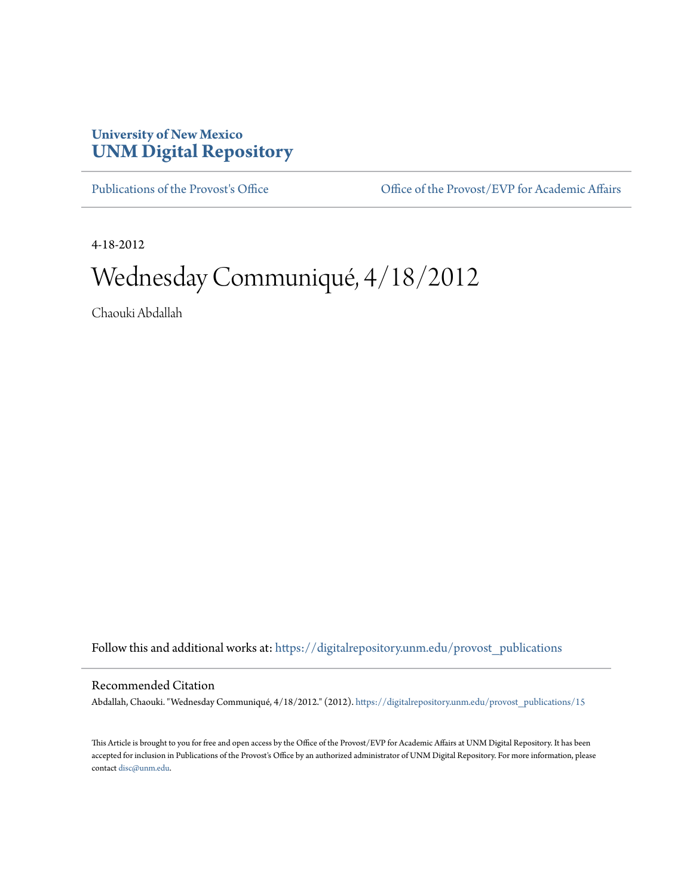University of New Mexico
# UNM Digital Repository

Publications of the Provost's Office | Office of the Provost/EVP for Academic Affairs

4-18-2012

# Wednesday Communiqué, 4/18/2012

Chaouki Abdallah

Follow this and additional works at: https://digitalrepository.unm.edu/provost_publications

## Recommended Citation

Abdallah, Chaouki. "Wednesday Communiqué, 4/18/2012." (2012). https://digitalrepository.unm.edu/provost_publications/15

This Article is brought to you for free and open access by the Office of the Provost/EVP for Academic Affairs at UNM Digital Repository. It has been accepted for inclusion in Publications of the Provost's Office by an authorized administrator of UNM Digital Repository. For more information, please contact disc@unm.edu.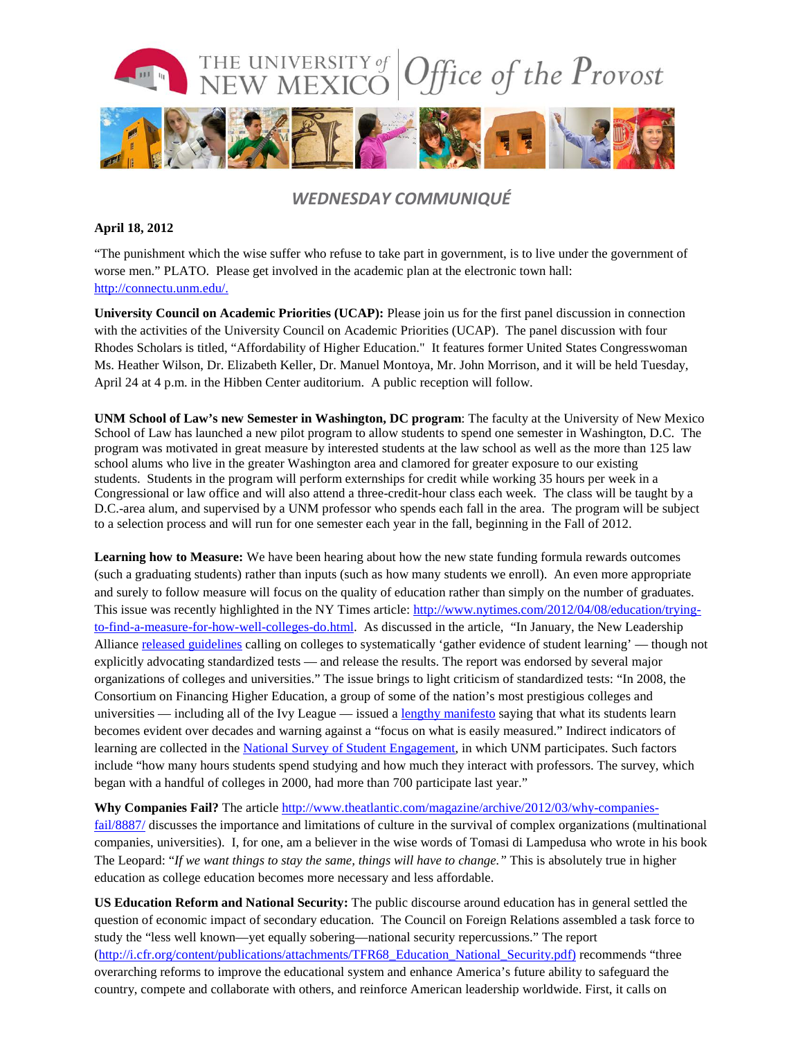# WEDNESDAY COMMUNIQUÉ

**April 18, 2012**

"The punishment which the wise suffer who refuse to take part in government, is to live under the government of worse men." PLATO. Please get involved in the academic plan at the electronic town hall: http://connectu.unm.edu/.

**University Council on Academic Priorities (UCAP):** Please join us for the first panel discussion in connection with the activities of the University Council on Academic Priorities (UCAP). The panel discussion with four Rhodes Scholars is titled, "Affordability of Higher Education." It features former United States Congresswoman Ms. Heather Wilson, Dr. Elizabeth Keller, Dr. Manuel Montoya, Mr. John Morrison, and it will be held Tuesday, April 24 at 4 p.m. in the Hibben Center auditorium. A public reception will follow.

**UNM School of Law's new Semester in Washington, DC program**: The faculty at the University of New Mexico School of Law has launched a new pilot program to allow students to spend one semester in Washington, D.C. The program was motivated in great measure by interested students at the law school as well as the more than 125 law school alums who live in the greater Washington area and clamored for greater exposure to our existing students. Students in the program will perform externships for credit while working 35 hours per week in a Congressional or law office and will also attend a three-credit-hour class each week. The class will be taught by a D.C.-area alum, and supervised by a UNM professor who spends each fall in the area. The program will be subject to a selection process and will run for one semester each year in the fall, beginning in the Fall of 2012.

**Learning how to Measure:** We have been hearing about how the new state funding formula rewards outcomes (such a graduating students) rather than inputs (such as how many students we enroll). An even more appropriate and surely to follow measure will focus on the quality of education rather than simply on the number of graduates. This issue was recently highlighted in the NY Times article: http://www.nytimes.com/2012/04/08/education/trying-to-find-a-measure-for-how-well-colleges-do.html. As discussed in the article, "In January, the New Leadership Alliance released guidelines calling on colleges to systematically 'gather evidence of student learning' — though not explicitly advocating standardized tests — and release the results. The report was endorsed by several major organizations of colleges and universities." The issue brings to light criticism of standardized tests: "In 2008, the Consortium on Financing Higher Education, a group of some of the nation's most prestigious colleges and universities — including all of the Ivy League — issued a lengthy manifesto saying that what its students learn becomes evident over decades and warning against a "focus on what is easily measured." Indirect indicators of learning are collected in the National Survey of Student Engagement, in which UNM participates. Such factors include "how many hours students spend studying and how much they interact with professors. The survey, which began with a handful of colleges in 2000, had more than 700 participate last year."

**Why Companies Fail?** The article http://www.theatlantic.com/magazine/archive/2012/03/why-companies-fail/8887/ discusses the importance and limitations of culture in the survival of complex organizations (multinational companies, universities). I, for one, am a believer in the wise words of Tomasi di Lampedusa who wrote in his book The Leopard: "*If we want things to stay the same, things will have to change.*" This is absolutely true in higher education as college education becomes more necessary and less affordable.

**US Education Reform and National Security:** The public discourse around education has in general settled the question of economic impact of secondary education. The Council on Foreign Relations assembled a task force to study the "less well known—yet equally sobering—national security repercussions." The report (http://i.cfr.org/content/publications/attachments/TFR68_Education_National_Security.pdf) recommends "three overarching reforms to improve the educational system and enhance America's future ability to safeguard the country, compete and collaborate with others, and reinforce American leadership worldwide. First, it calls on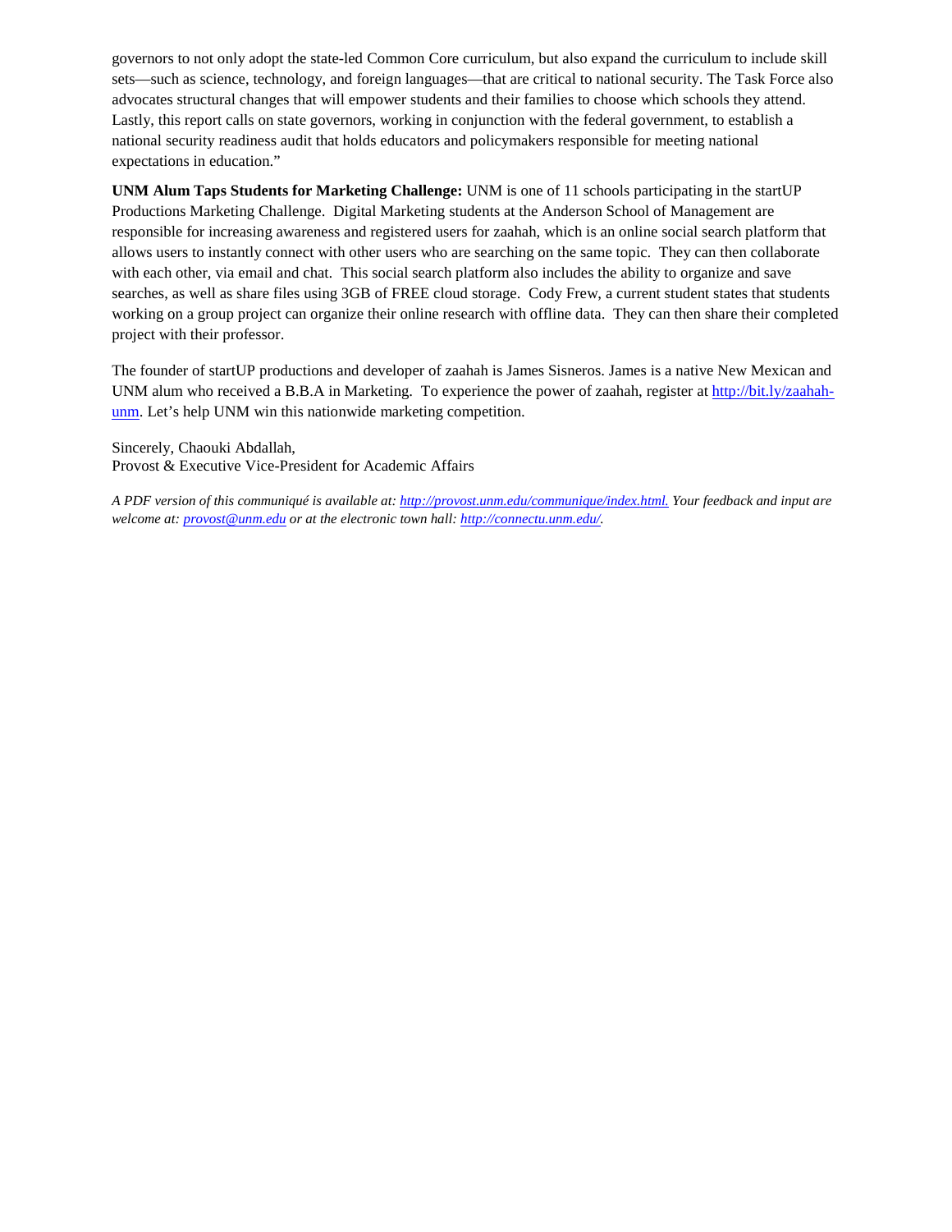governors to not only adopt the state-led Common Core curriculum, but also expand the curriculum to include skill sets—such as science, technology, and foreign languages—that are critical to national security. The Task Force also advocates structural changes that will empower students and their families to choose which schools they attend. Lastly, this report calls on state governors, working in conjunction with the federal government, to establish a national security readiness audit that holds educators and policymakers responsible for meeting national expectations in education."

**UNM Alum Taps Students for Marketing Challenge:** UNM is one of 11 schools participating in the startUP Productions Marketing Challenge. Digital Marketing students at the Anderson School of Management are responsible for increasing awareness and registered users for zaahah, which is an online social search platform that allows users to instantly connect with other users who are searching on the same topic. They can then collaborate with each other, via email and chat. This social search platform also includes the ability to organize and save searches, as well as share files using 3GB of FREE cloud storage. Cody Frew, a current student states that students working on a group project can organize their online research with offline data. They can then share their completed project with their professor.

The founder of startUP productions and developer of zaahah is James Sisneros. James is a native New Mexican and UNM alum who received a B.B.A in Marketing. To experience the power of zaahah, register at http://bit.ly/zaahah-unm. Let's help UNM win this nationwide marketing competition.

Sincerely, Chaouki Abdallah,
Provost & Executive Vice-President for Academic Affairs

*A PDF version of this communiqué is available at: http://provost.unm.edu/communique/index.html. Your feedback and input are welcome at: provost@unm.edu or at the electronic town hall: http://connectu.unm.edu/.*